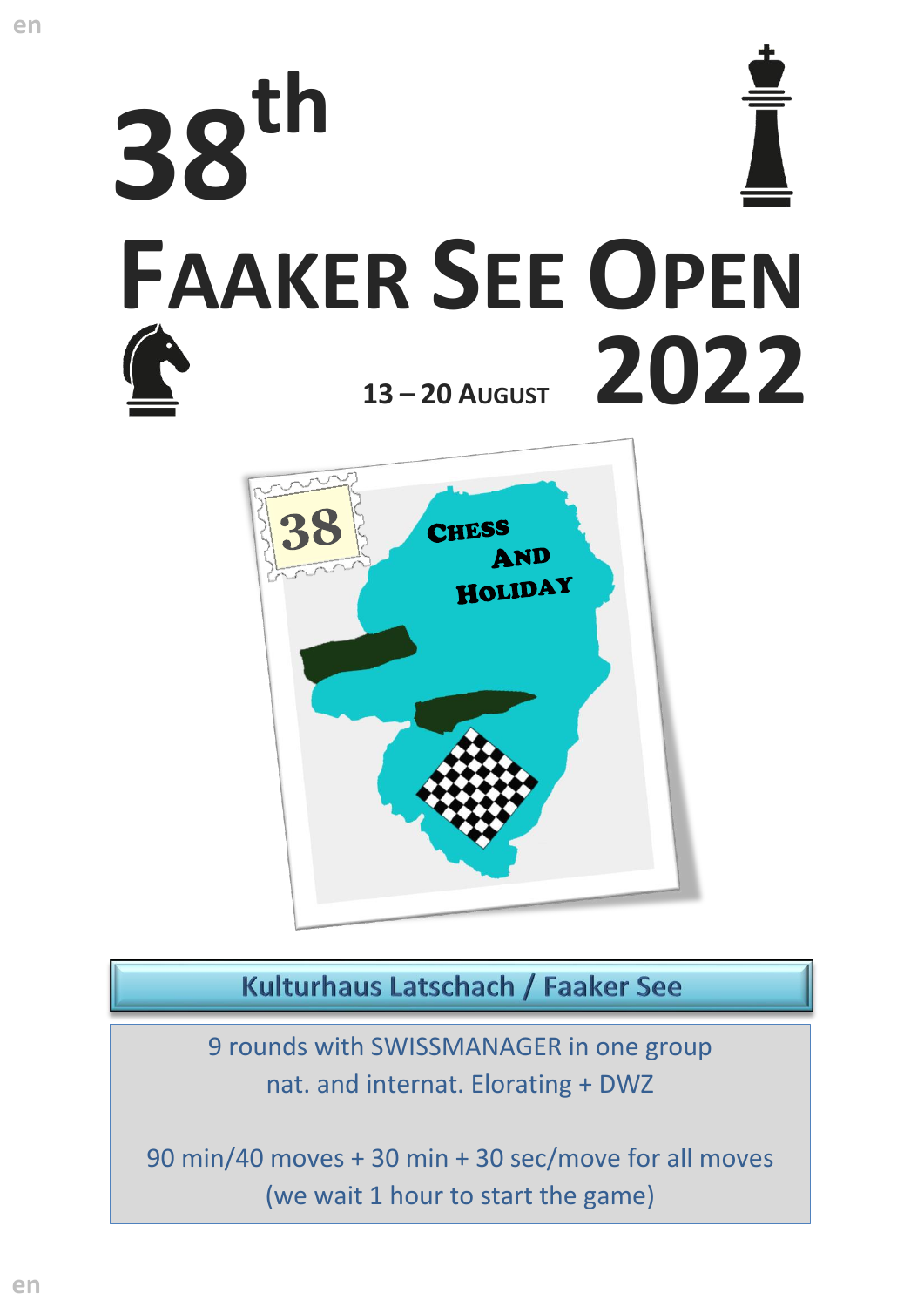# 38th Faaker See Open 2022

**13 – 20 August**

CHESS AND HOLIDAY

## Kulturhaus Latschach / Faaker See

9 rounds with SWISSMANAGER in one group
nat. and internat. Elorating + DWZ

90 min/40 moves + 30 min + 30 sec/move for all moves
(we wait 1 hour to start the game)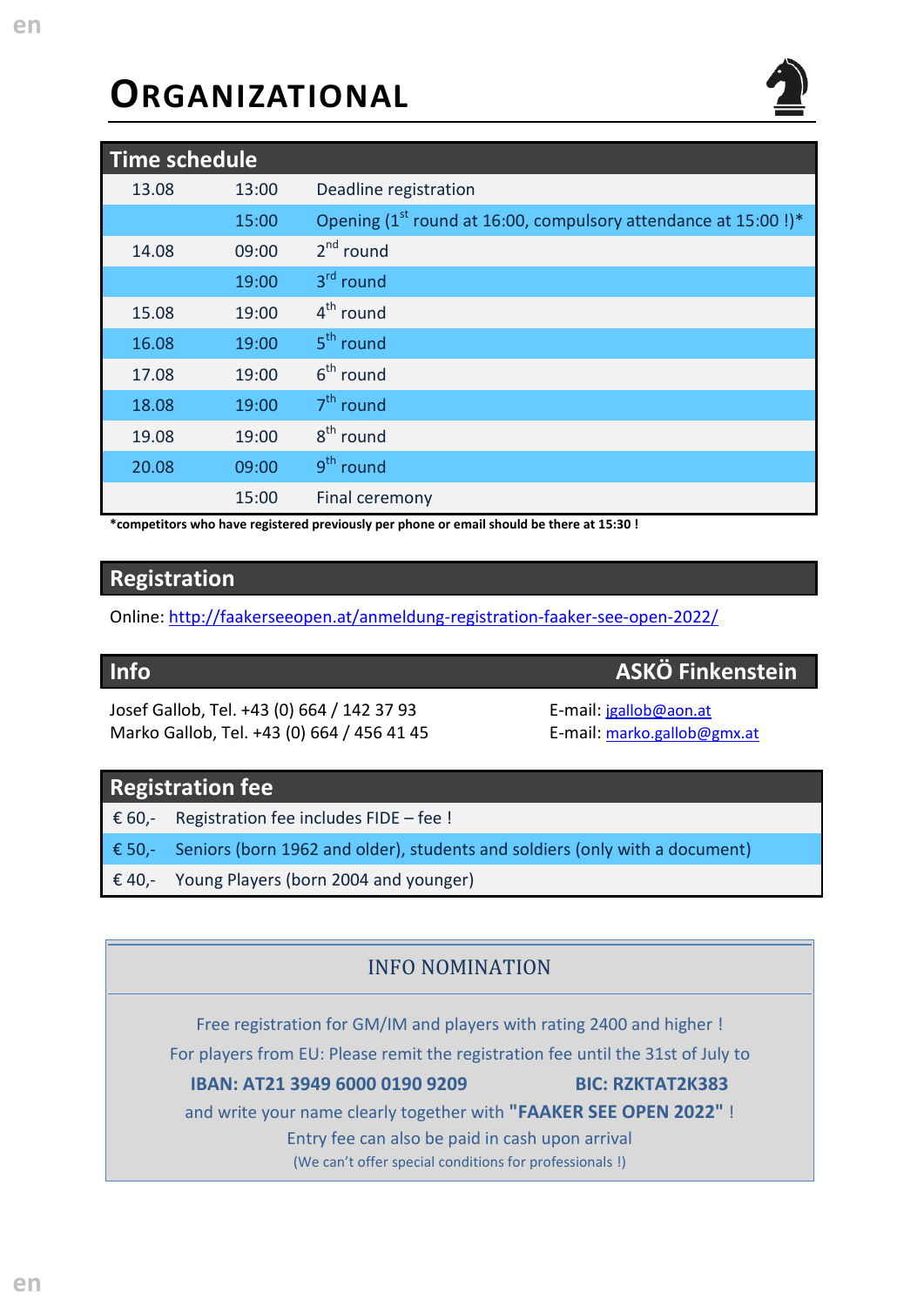# ORGANIZATIONAL

## Time schedule

| Date | Time | Event |
|---|---|---|
| 13.08 | 13:00 | Deadline registration |
| | 15:00 | Opening (1st round at 16:00, compulsory attendance at 15:00 !)* |
| 14.08 | 09:00 | 2nd round |
| | 19:00 | 3rd round |
| 15.08 | 19:00 | 4th round |
| 16.08 | 19:00 | 5th round |
| 17.08 | 19:00 | 6th round |
| 18.08 | 19:00 | 7th round |
| 19.08 | 19:00 | 8th round |
| 20.08 | 09:00 | 9th round |
| | 15:00 | Final ceremony |

**\*competitors who have registered previously per phone or email should be there at 15:30 !**

## Registration

Online: http://faakerseeopen.at/anmeldung-registration-faaker-see-open-2022/

## Info — ASKÖ Finkenstein

Josef Gallob, Tel. +43 (0) 664 / 142 37 93 — E-mail: jgallob@aon.at

Marko Gallob, Tel. +43 (0) 664 / 456 41 45 — E-mail: marko.gallob@gmx.at

## Registration fee

| Fee | Description |
|---|---|
| € 60,- | Registration fee includes FIDE – fee ! |
| € 50,- | Seniors (born 1962 and older), students and soldiers (only with a document) |
| € 40,- | Young Players (born 2004 and younger) |

### INFO NOMINATION

Free registration for GM/IM and players with rating 2400 and higher !

For players from EU: Please remit the registration fee until the 31st of July to

**IBAN: AT21 3949 6000 0190 9209** **BIC: RZKTAT2K383**

and write your name clearly together with **"FAAKER SEE OPEN 2022"** !

Entry fee can also be paid in cash upon arrival

(We can't offer special conditions for professionals !)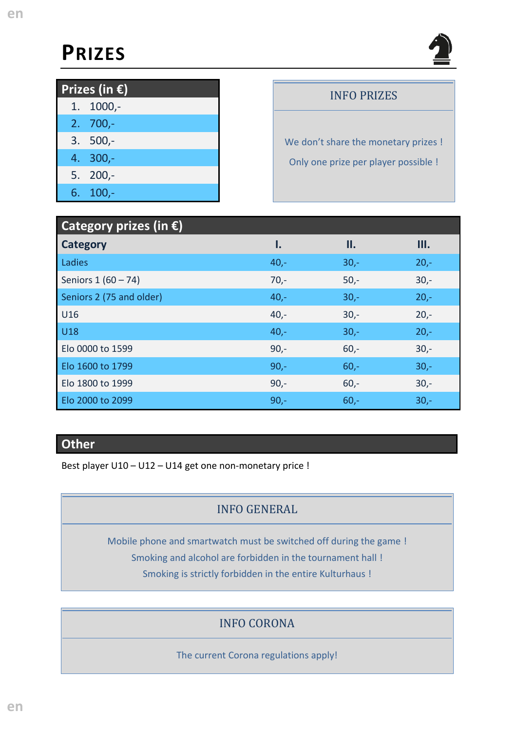# PRIZES

| Prizes (in €) |
|---|
| 1. 1000,- |
| 2. 700,- |
| 3. 500,- |
| 4. 300,- |
| 5. 200,- |
| 6. 100,- |

**INFO PRIZES**

We don't share the monetary prizes !

Only one prize per player possible !

**Category prizes (in €)**

| Category | I. | II. | III. |
|---|---|---|---|
| Ladies | 40,- | 30,- | 20,- |
| Seniors 1 (60 – 74) | 70,- | 50,- | 30,- |
| Seniors 2 (75 and older) | 40,- | 30,- | 20,- |
| U16 | 40,- | 30,- | 20,- |
| U18 | 40,- | 30,- | 20,- |
| Elo 0000 to 1599 | 90,- | 60,- | 30,- |
| Elo 1600 to 1799 | 90,- | 60,- | 30,- |
| Elo 1800 to 1999 | 90,- | 60,- | 30,- |
| Elo 2000 to 2099 | 90,- | 60,- | 30,- |

## Other

Best player U10 – U12 – U14 get one non-monetary price !

**INFO GENERAL**

Mobile phone and smartwatch must be switched off during the game !

Smoking and alcohol are forbidden in the tournament hall !

Smoking is strictly forbidden in the entire Kulturhaus !

**INFO CORONA**

The current Corona regulations apply!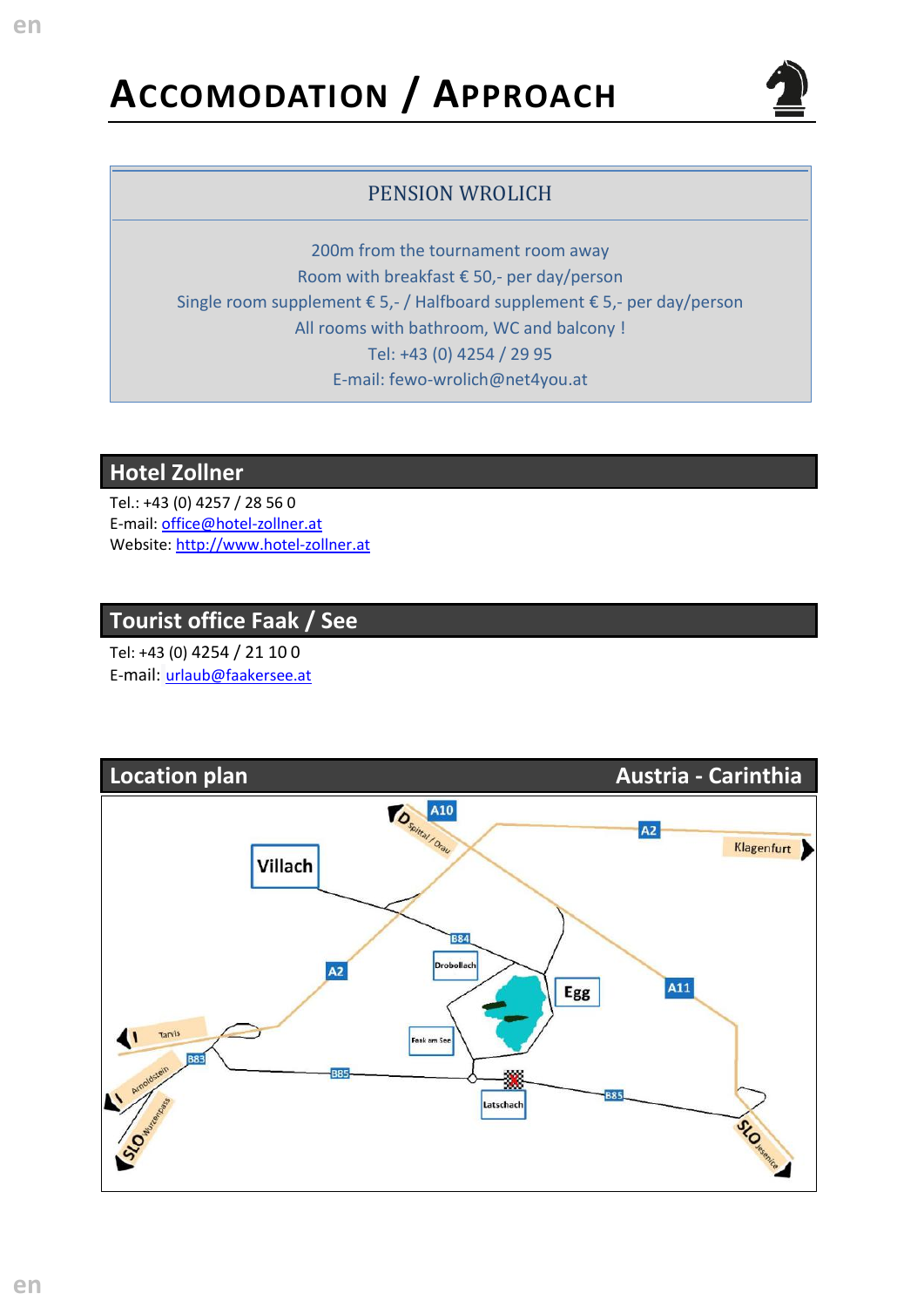# ACCOMODATION / APPROACH

## PENSION WROLICH

200m from the tournament room away
Room with breakfast € 50,- per day/person
Single room supplement € 5,- / Halfboard supplement € 5,- per day/person
All rooms with bathroom, WC and balcony !
Tel: +43 (0) 4254 / 29 95
E-mail: fewo-wrolich@net4you.at

## Hotel Zollner

Tel.: +43 (0) 4257 / 28 56 0
E-mail: office@hotel-zollner.at
Website: http://www.hotel-zollner.at

## Tourist office Faak / See

Tel: +43 (0) 4254 / 21 10 0
E-mail: urlaub@faakersee.at

## Location plan — Austria - Carinthia

A10
D Spittal / Drau
A2
Klagenfurt
Villach
B84
Drobollach
A2
Egg
A11
Tarvis
Faak am See
B83
I Arnoldstein
B85
Latschach
B85
SLO Wurzenpass
SLO Jesenice